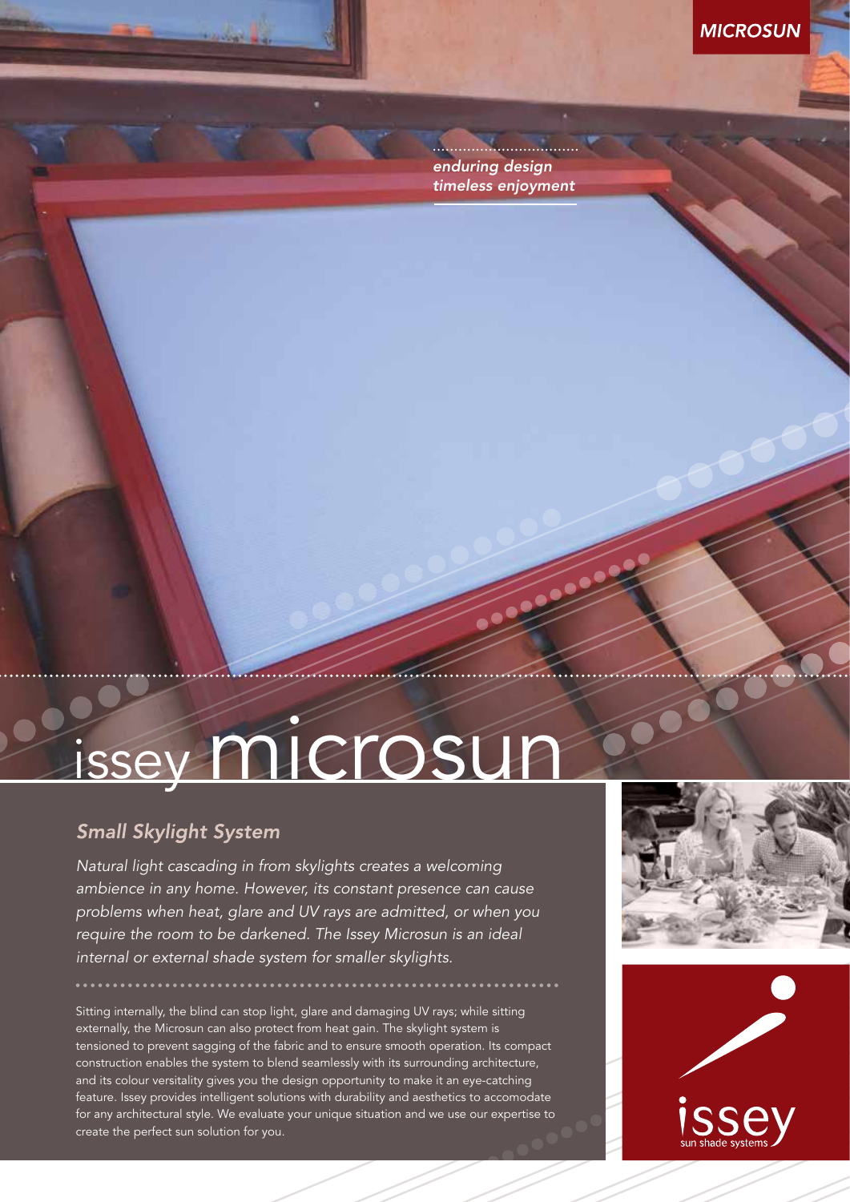MICROSUN

*enduring design*
*timeless enjoyment*

# issey microsun

## *Small Skylight System*

*Natural light cascading in from skylights creates a welcoming ambience in any home. However, its constant presence can cause problems when heat, glare and UV rays are admitted, or when you require the room to be darkened. The Issey Microsun is an ideal internal or external shade system for smaller skylights.*

Sitting internally, the blind can stop light, glare and damaging UV rays; while sitting externally, the Microsun can also protect from heat gain. The skylight system is tensioned to prevent sagging of the fabric and to ensure smooth operation. Its compact construction enables the system to blend seamlessly with its surrounding architecture, and its colour versatility gives you the design opportunity to make it an eye-catching feature. Issey provides intelligent solutions with durability and aesthetics to accomodate for any architectural style. We evaluate your unique situation and we use our expertise to create the perfect sun solution for you.

issey
sun shade systems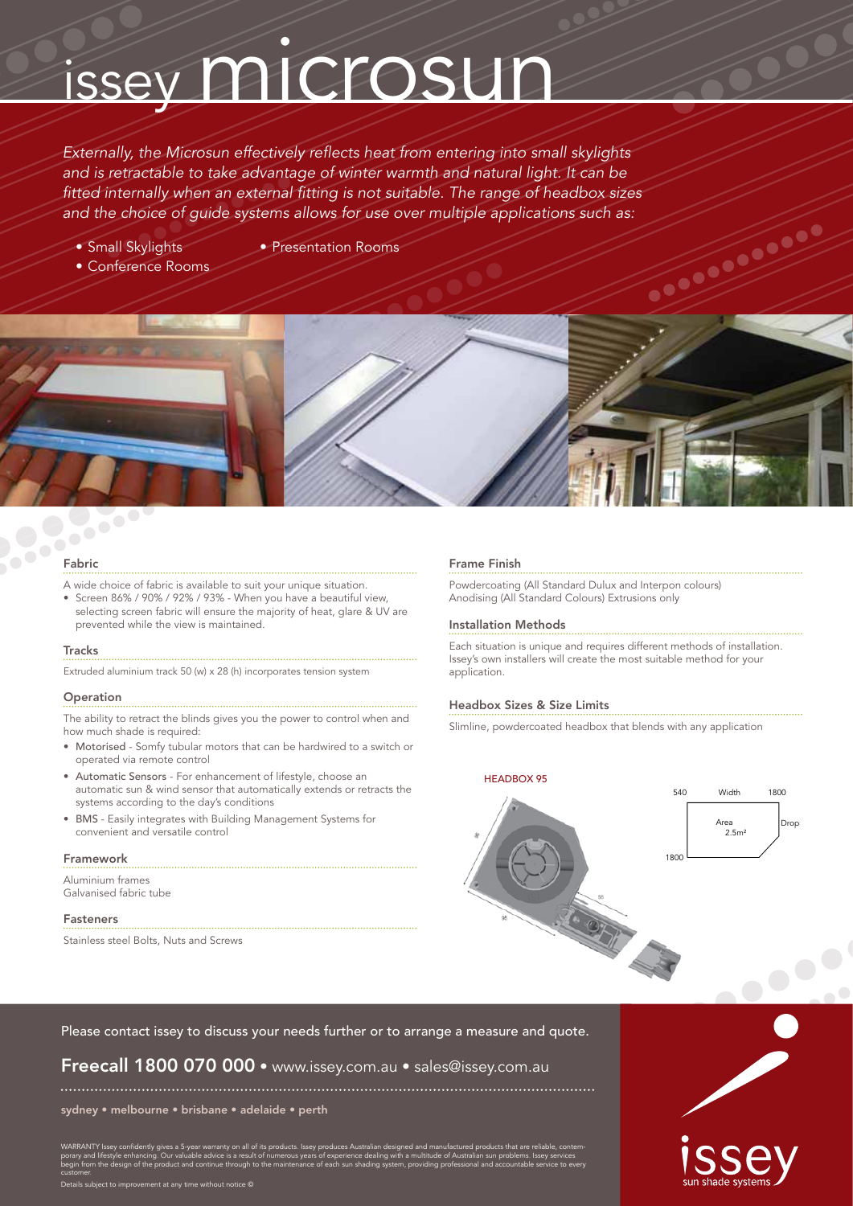# issey microsun

*Externally, the Microsun effectively reflects heat from entering into small skylights and is retractable to take advantage of winter warmth and natural light. It can be fitted internally when an external fitting is not suitable. The range of headbox sizes and the choice of guide systems allows for use over multiple applications such as:*

- Small Skylights
- Conference Rooms
- Presentation Rooms

### Fabric

A wide choice of fabric is available to suit your unique situation.

- Screen 86% / 90% / 92% / 93% - When you have a beautiful view, selecting screen fabric will ensure the majority of heat, glare & UV are prevented while the view is maintained.

### Tracks

Extruded aluminium track 50 (w) x 28 (h) incorporates tension system

### Operation

The ability to retract the blinds gives you the power to control when and how much shade is required:

- Motorised - Somfy tubular motors that can be hardwired to a switch or operated via remote control
- Automatic Sensors - For enhancement of lifestyle, choose an automatic sun & wind sensor that automatically extends or retracts the systems according to the day's conditions
- BMS - Easily integrates with Building Management Systems for convenient and versatile control

### Framework

Aluminium frames
Galvanised fabric tube

### Fasteners

Stainless steel Bolts, Nuts and Screws

### Frame Finish

Powdercoating (All Standard Dulux and Interpon colours)
Anodising (All Standard Colours) Extrusions only

### Installation Methods

Each situation is unique and requires different methods of installation. Issey's own installers will create the most suitable method for your application.

### Headbox Sizes & Size Limits

Slimline, powdercoated headbox that blends with any application

HEADBOX 95

95
55
95

540
Width
1800
Area
2.5m²
Drop
1800

Please contact issey to discuss your needs further or to arrange a measure and quote.

**Freecall 1800 070 000** • www.issey.com.au • sales@issey.com.au

**sydney • melbourne • brisbane • adelaide • perth**

WARRANTY Issey confidently gives a 5-year warranty on all of its products. Issey produces Australian designed and manufactured products that are reliable, contemporary and lifestyle enhancing. Our valuable advice is a result of numerous years of experience dealing with a multitude of Australian sun problems. Issey services begin from the design of the product and continue through to the maintenance of each sun shading system, providing professional and accountable service to every customer.

Details subject to improvement at any time without notice ©

issey
sun shade systems